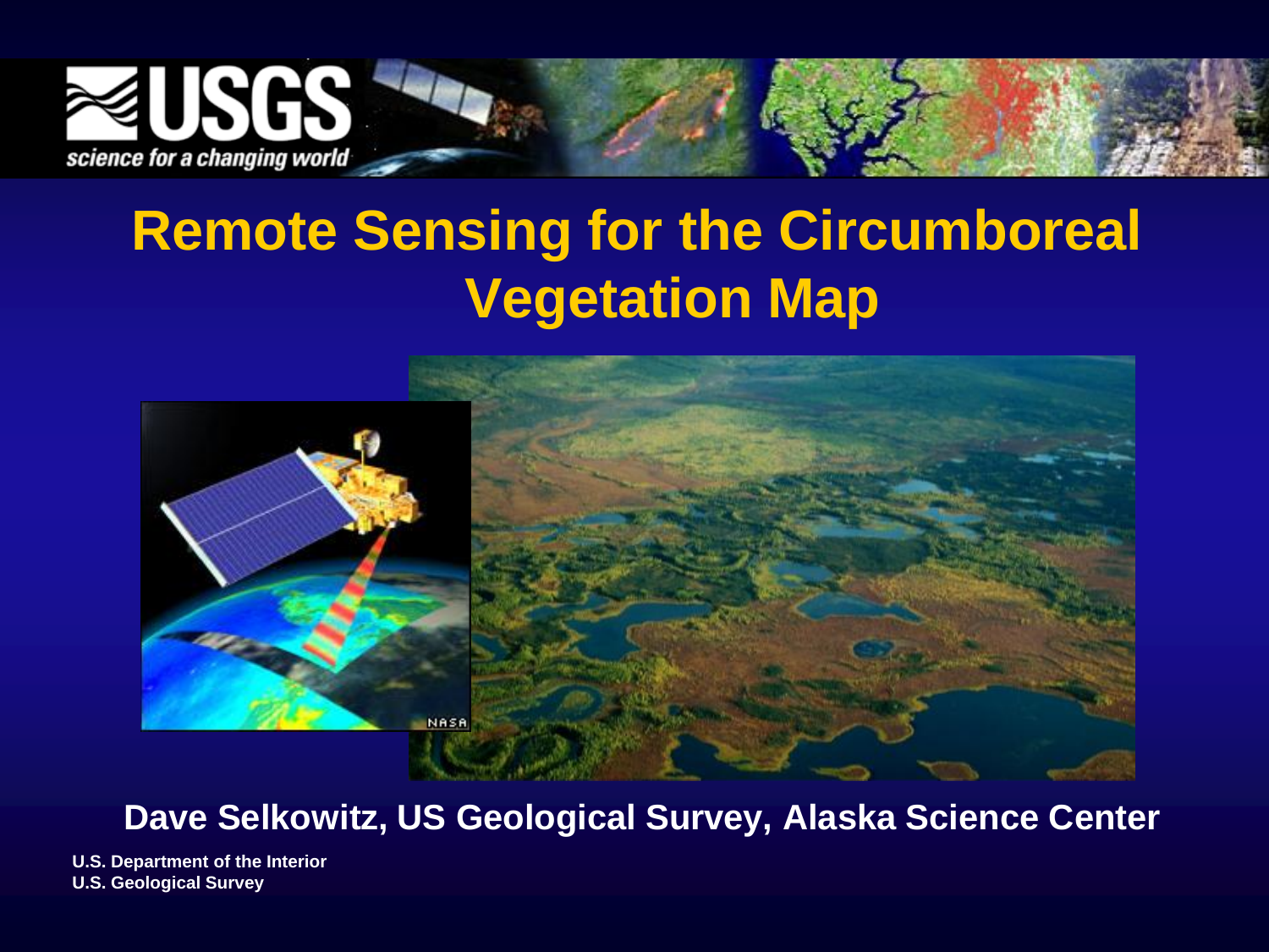# Remote Sensing for the Circumboreal Vegetation Map

**Dave Selkowitz, US Geological Survey, Alaska Science Center**

**U.S. Department of the Interior**
**U.S. Geological Survey**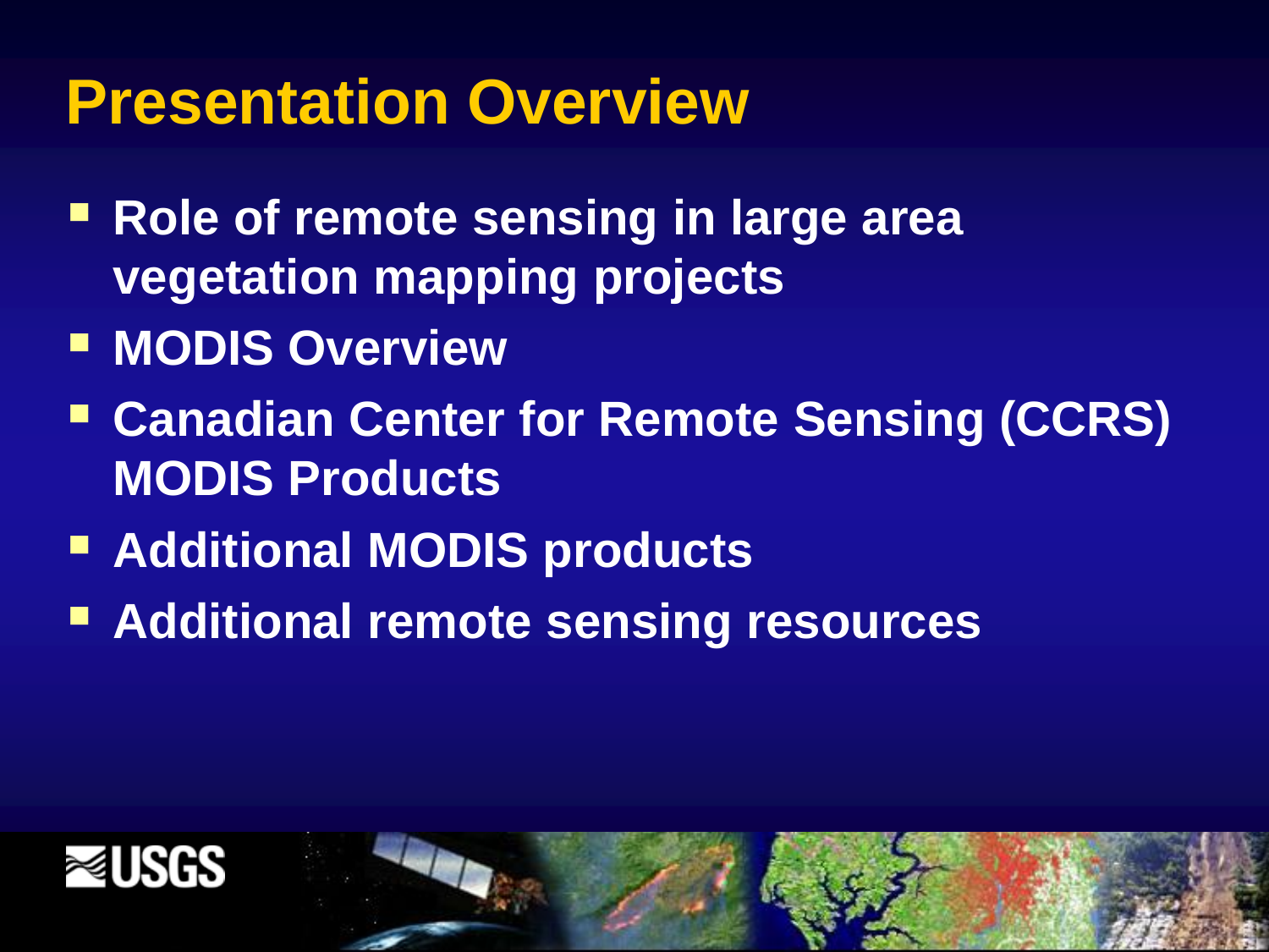# Presentation Overview

- **Role of remote sensing in large area vegetation mapping projects**
- **MODIS Overview**
- **Canadian Center for Remote Sensing (CCRS) MODIS Products**
- **Additional MODIS products**
- **Additional remote sensing resources**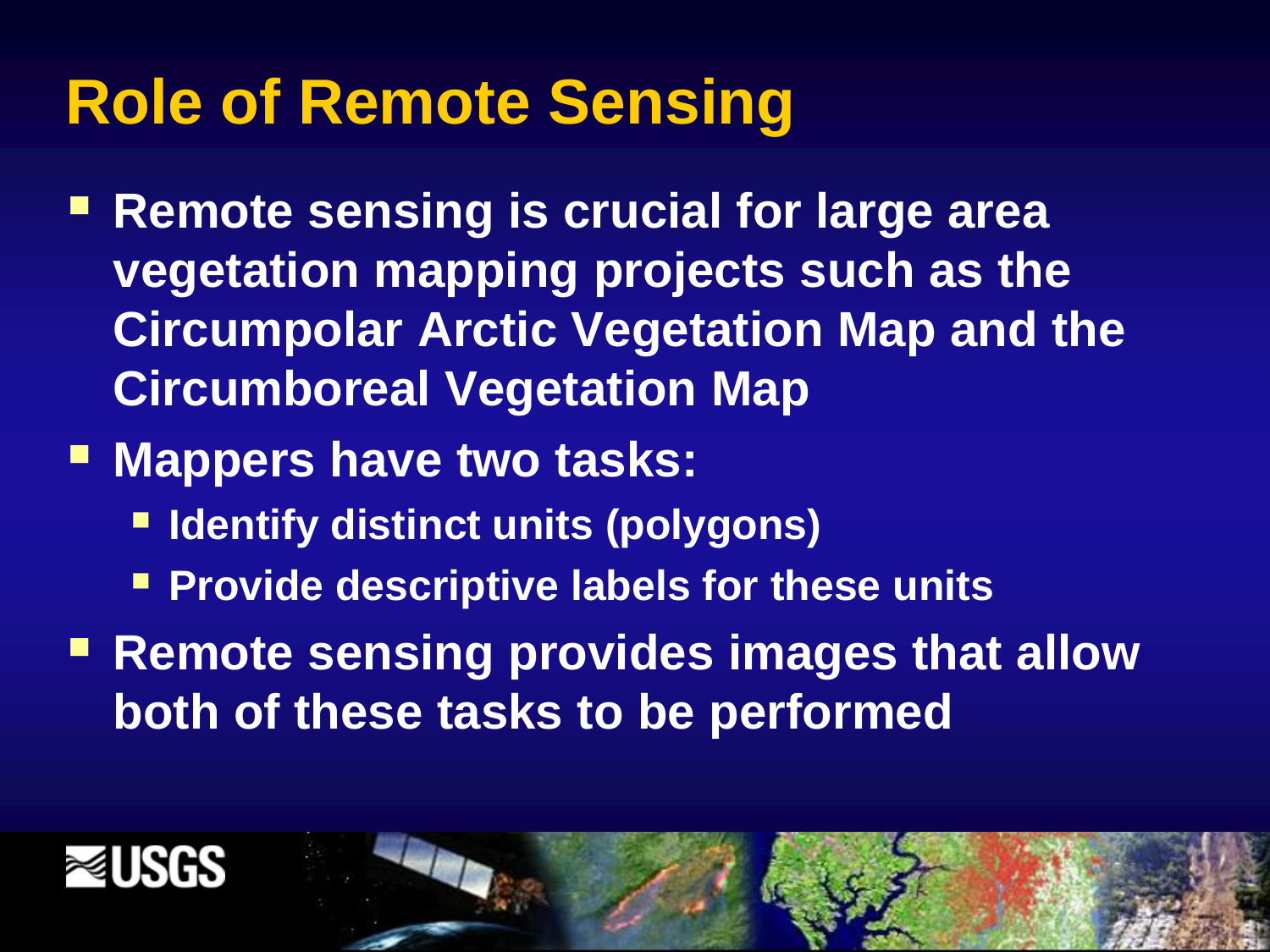# Role of Remote Sensing

- Remote sensing is crucial for large area vegetation mapping projects such as the Circumpolar Arctic Vegetation Map and the Circumboreal Vegetation Map
- Mappers have two tasks:
  - Identify distinct units (polygons)
  - Provide descriptive labels for these units
- Remote sensing provides images that allow both of these tasks to be performed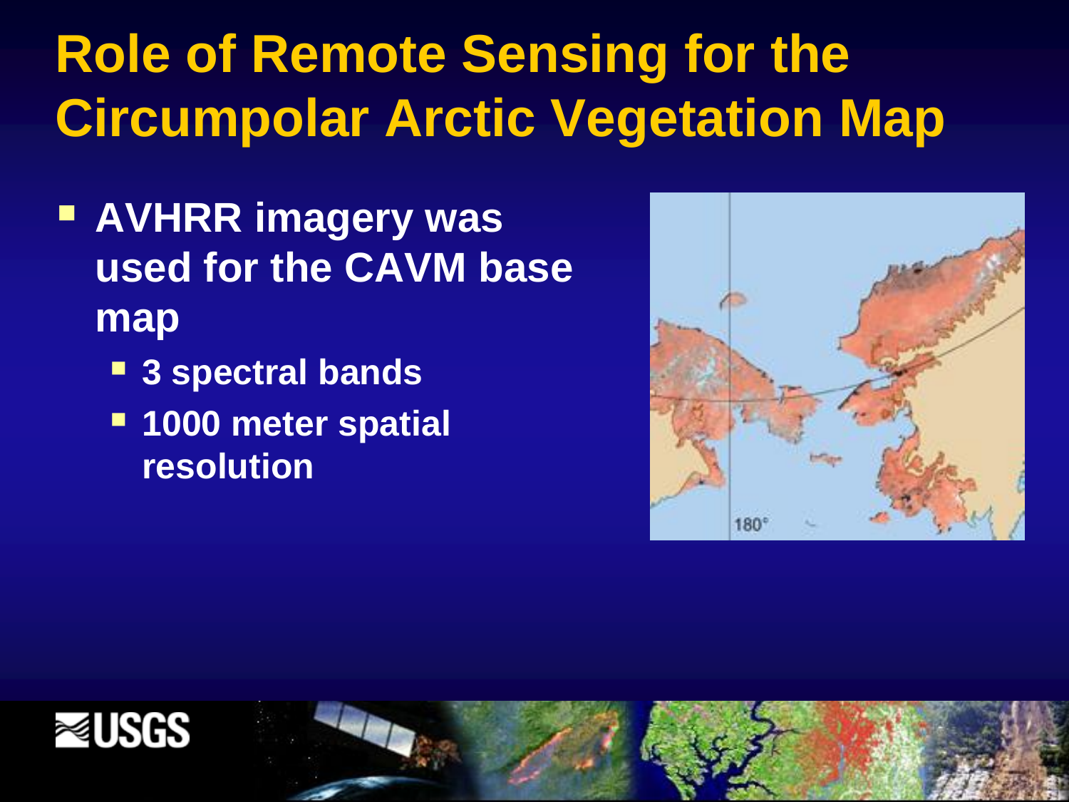# Role of Remote Sensing for the Circumpolar Arctic Vegetation Map

- **AVHRR imagery was used for the CAVM base map**
  - **3 spectral bands**
  - **1000 meter spatial resolution**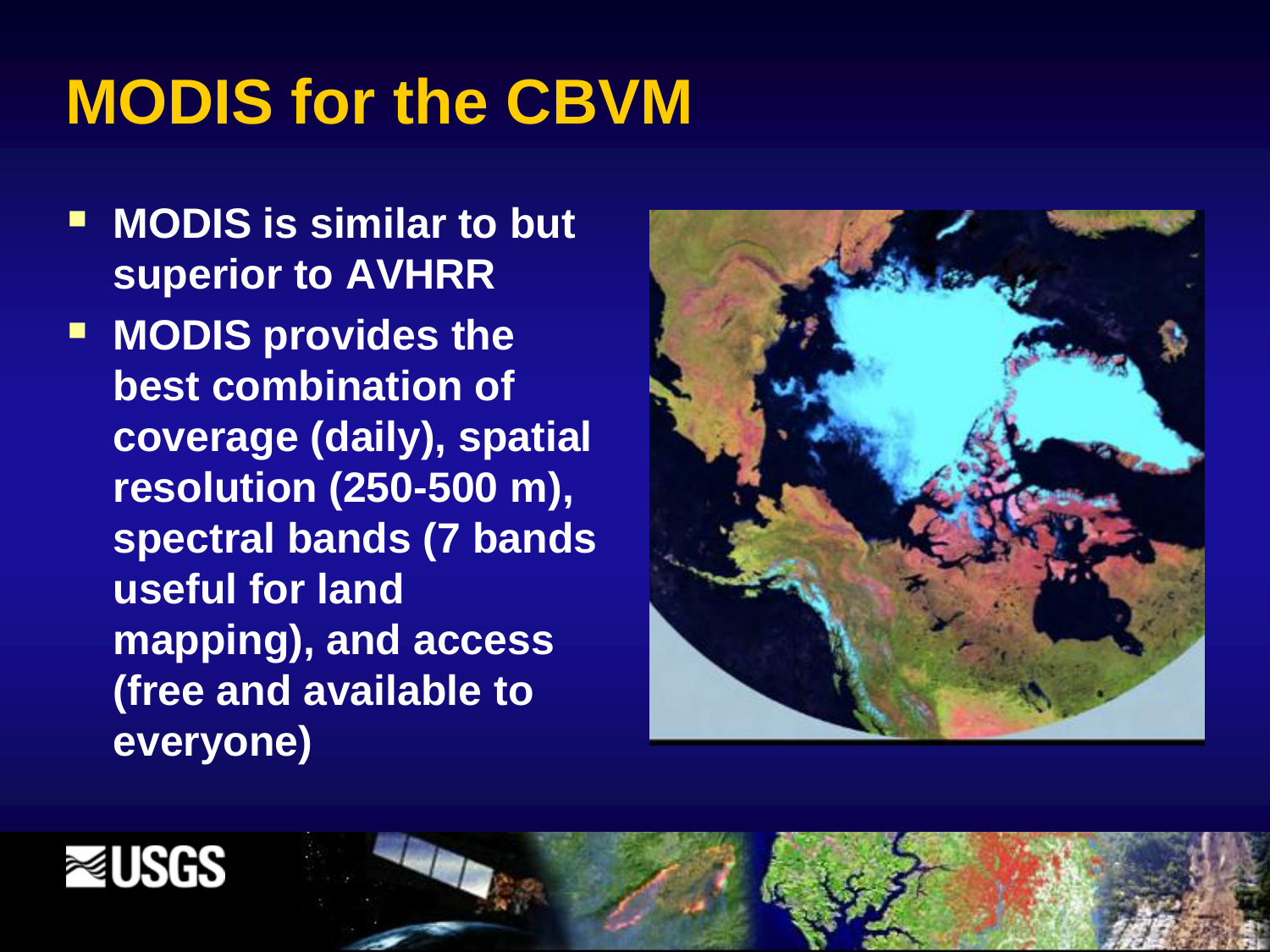# MODIS for the CBVM

- **MODIS is similar to but superior to AVHRR**
- **MODIS provides the best combination of coverage (daily), spatial resolution (250-500 m), spectral bands (7 bands useful for land mapping), and access (free and available to everyone)**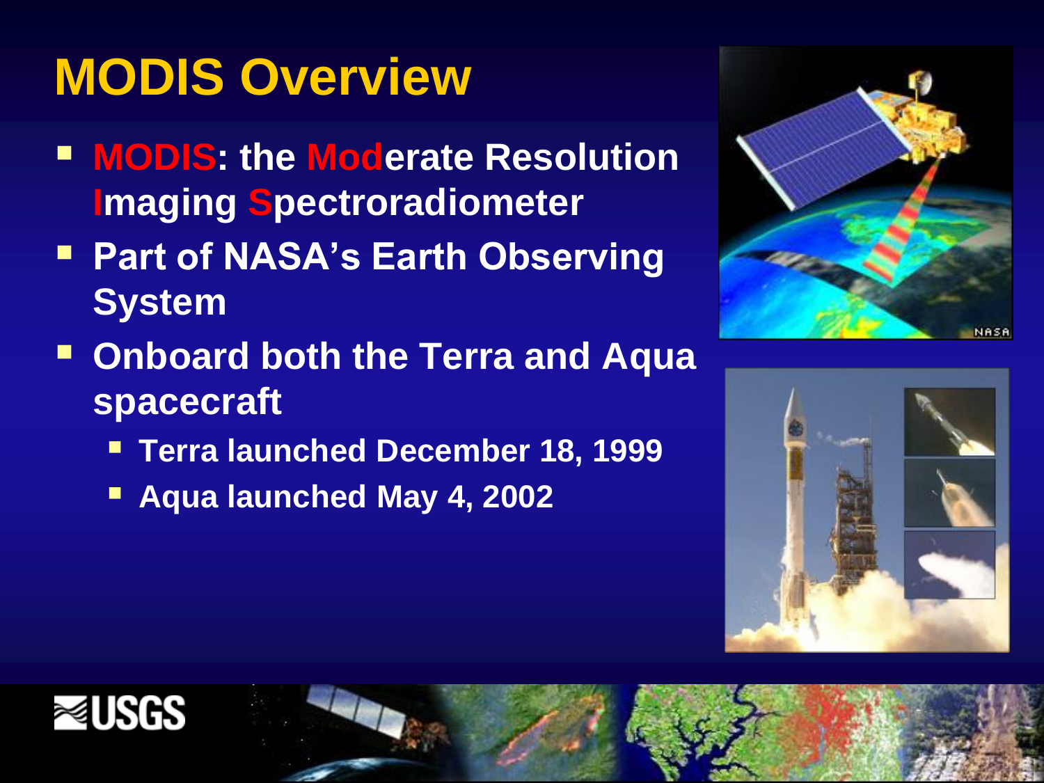# MODIS Overview

- **MODIS: the Moderate Resolution Imaging Spectroradiometer**
- **Part of NASA's Earth Observing System**
- **Onboard both the Terra and Aqua spacecraft**
  - **Terra launched December 18, 1999**
  - **Aqua launched May 4, 2002**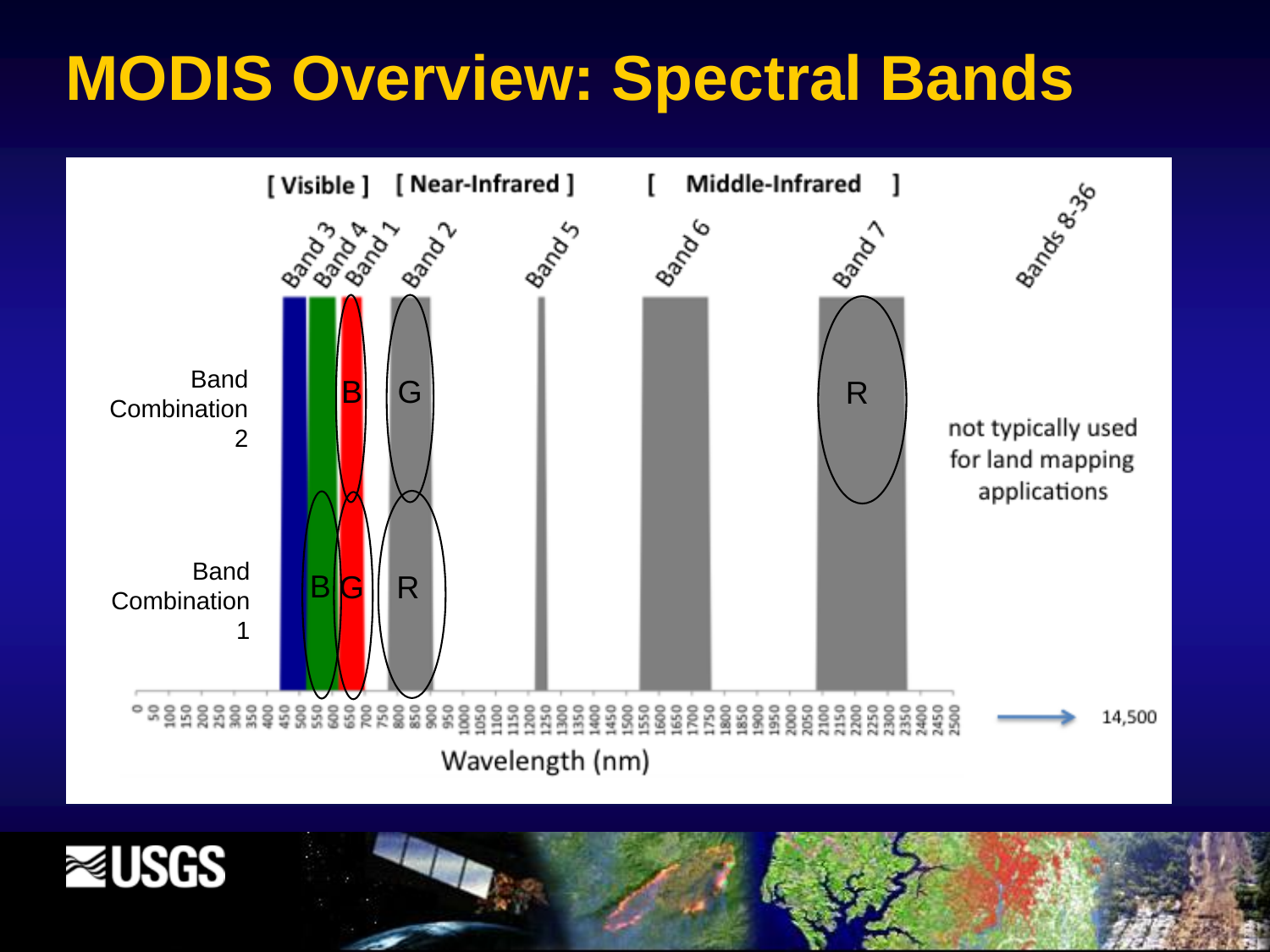# MODIS Overview: Spectral Bands

[ Visible ] [ Near-Infrared ] [ Middle-Infrared ]

Band 3, Band 4, Band 1, Band 2, Band 5, Band 6, Band 7, Bands 8-36

Band Combination 2: B (Band 1), G (Band 2), R (Band 7)

Band Combination 1: B (Band 4), G (Band 1), R (Band 2)

not typically used for land mapping applications

Wavelength (nm): 0 – 2500 → 14,500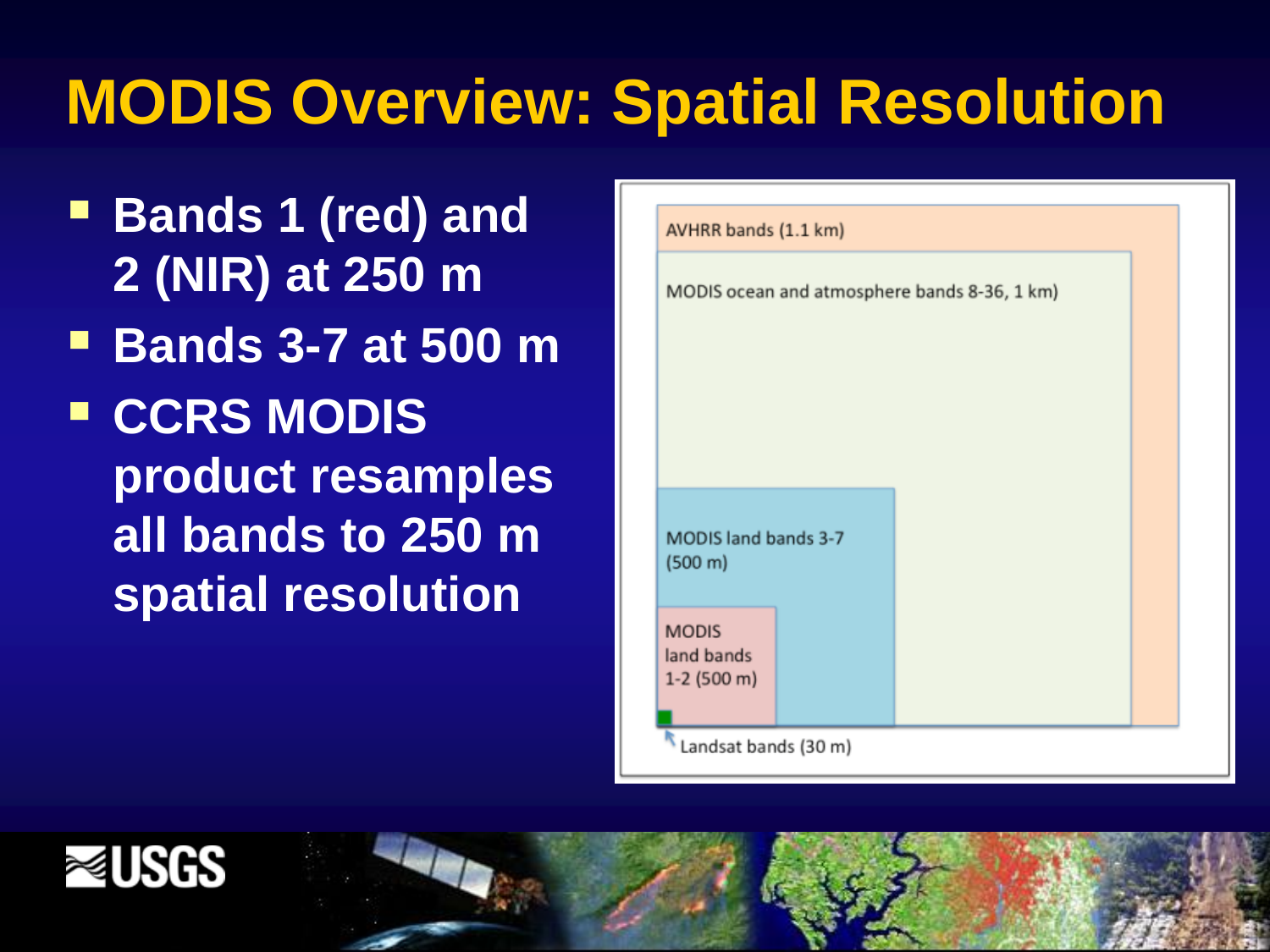# MODIS Overview: Spatial Resolution

- **Bands 1 (red) and 2 (NIR) at 250 m**
- **Bands 3-7 at 500 m**
- **CCRS MODIS product resamples all bands to 250 m spatial resolution**

AVHRR bands (1.1 km)

MODIS ocean and atmosphere bands 8-36, 1 km)

MODIS land bands 3-7 (500 m)

MODIS land bands 1-2 (500 m)

Landsat bands (30 m)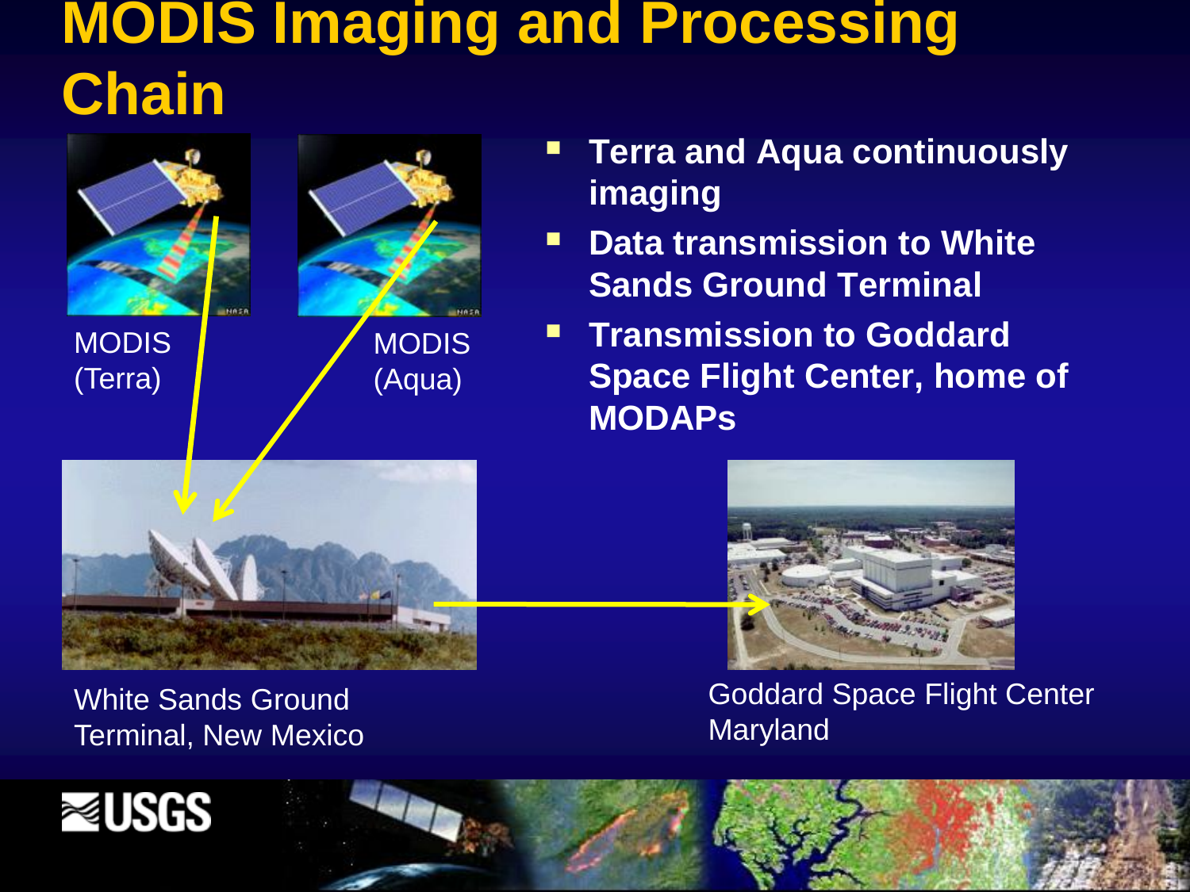# MODIS Imaging and Processing Chain

- **Terra and Aqua continuously imaging**
- **Data transmission to White Sands Ground Terminal**
- **Transmission to Goddard Space Flight Center, home of MODAPs**

MODIS (Terra)

MODIS (Aqua)

White Sands Ground Terminal, New Mexico

Goddard Space Flight Center Maryland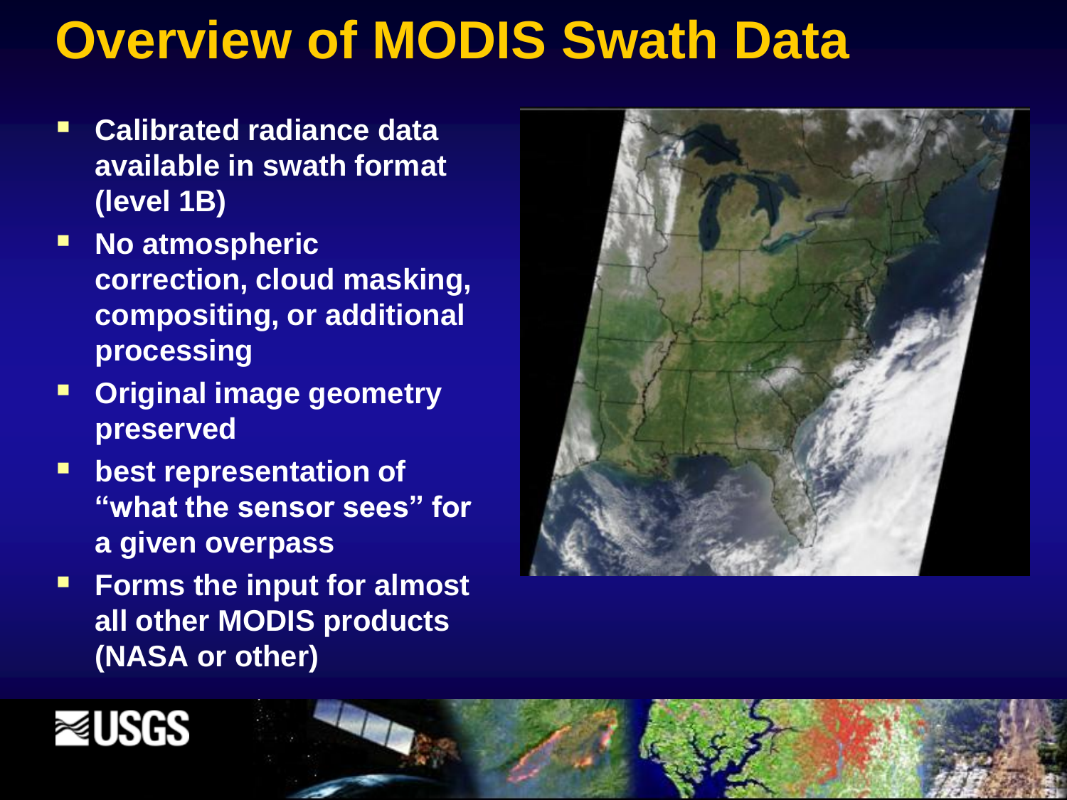# Overview of MODIS Swath Data

- **Calibrated radiance data available in swath format (level 1B)**
- **No atmospheric correction, cloud masking, compositing, or additional processing**
- **Original image geometry preserved**
- **best representation of "what the sensor sees" for a given overpass**
- **Forms the input for almost all other MODIS products (NASA or other)**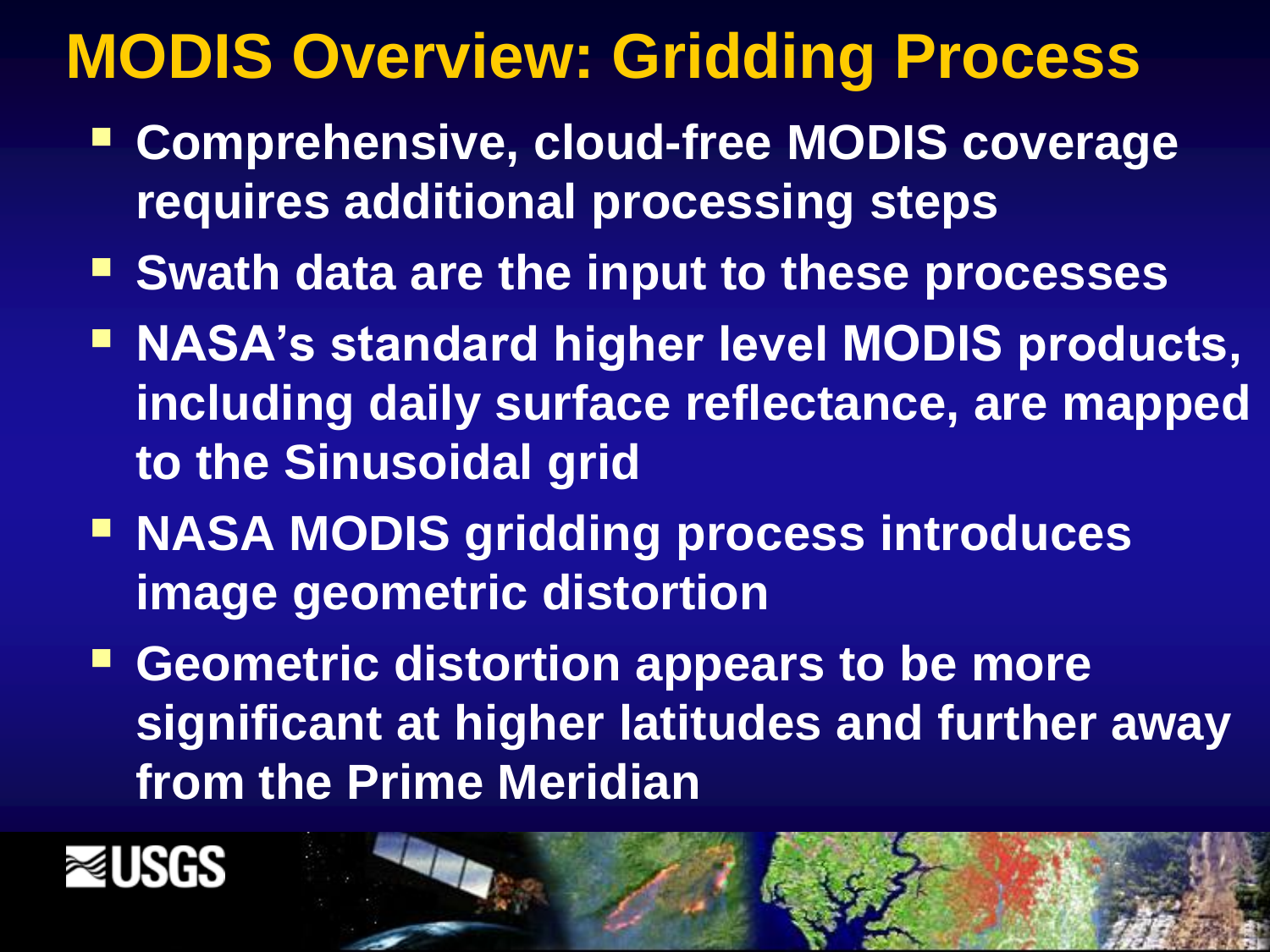# MODIS Overview: Gridding Process

- Comprehensive, cloud-free MODIS coverage requires additional processing steps
- Swath data are the input to these processes
- NASA's standard higher level MODIS products, including daily surface reflectance, are mapped to the Sinusoidal grid
- NASA MODIS gridding process introduces image geometric distortion
- Geometric distortion appears to be more significant at higher latitudes and further away from the Prime Meridian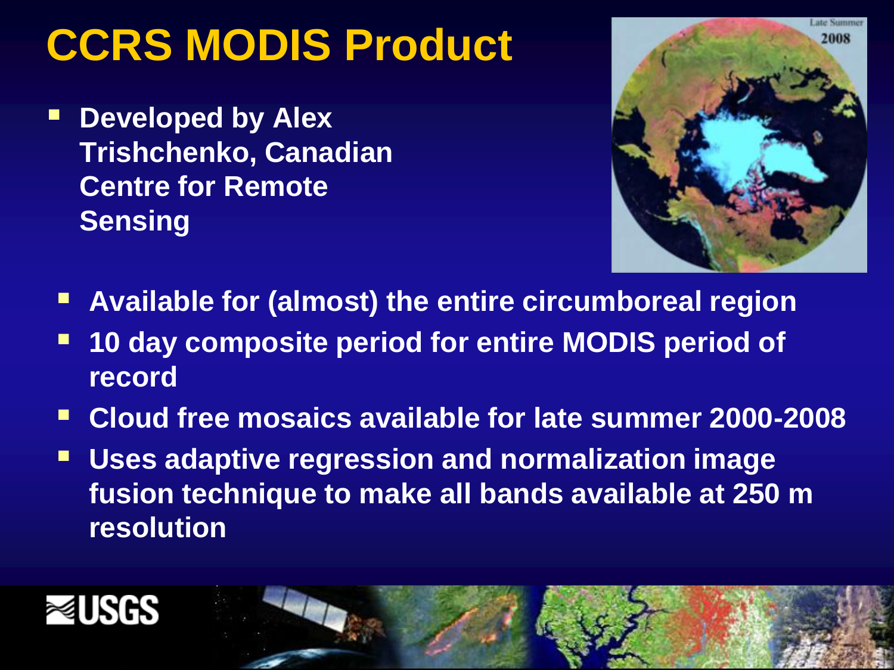# CCRS MODIS Product

- Developed by Alex Trishchenko, Canadian Centre for Remote Sensing
- Available for (almost) the entire circumboreal region
- 10 day composite period for entire MODIS period of record
- Cloud free mosaics available for late summer 2000-2008
- Uses adaptive regression and normalization image fusion technique to make all bands available at 250 m resolution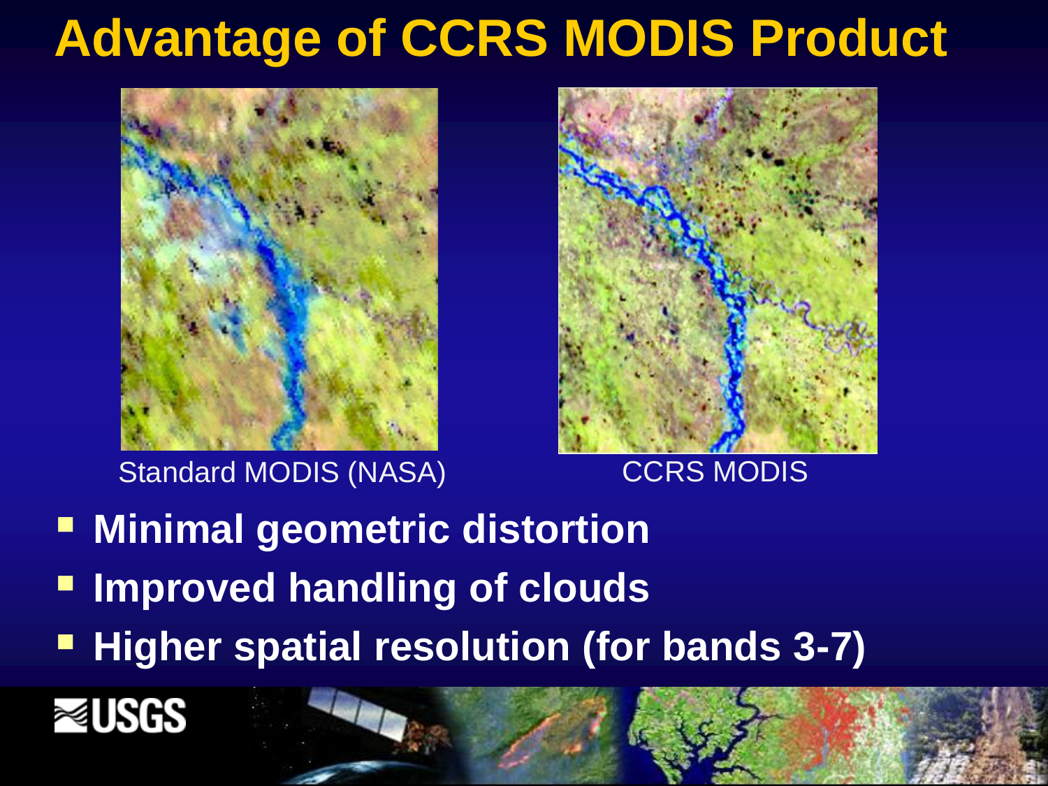# Advantage of CCRS MODIS Product

Standard MODIS (NASA)

CCRS MODIS

- **Minimal geometric distortion**
- **Improved handling of clouds**
- **Higher spatial resolution (for bands 3-7)**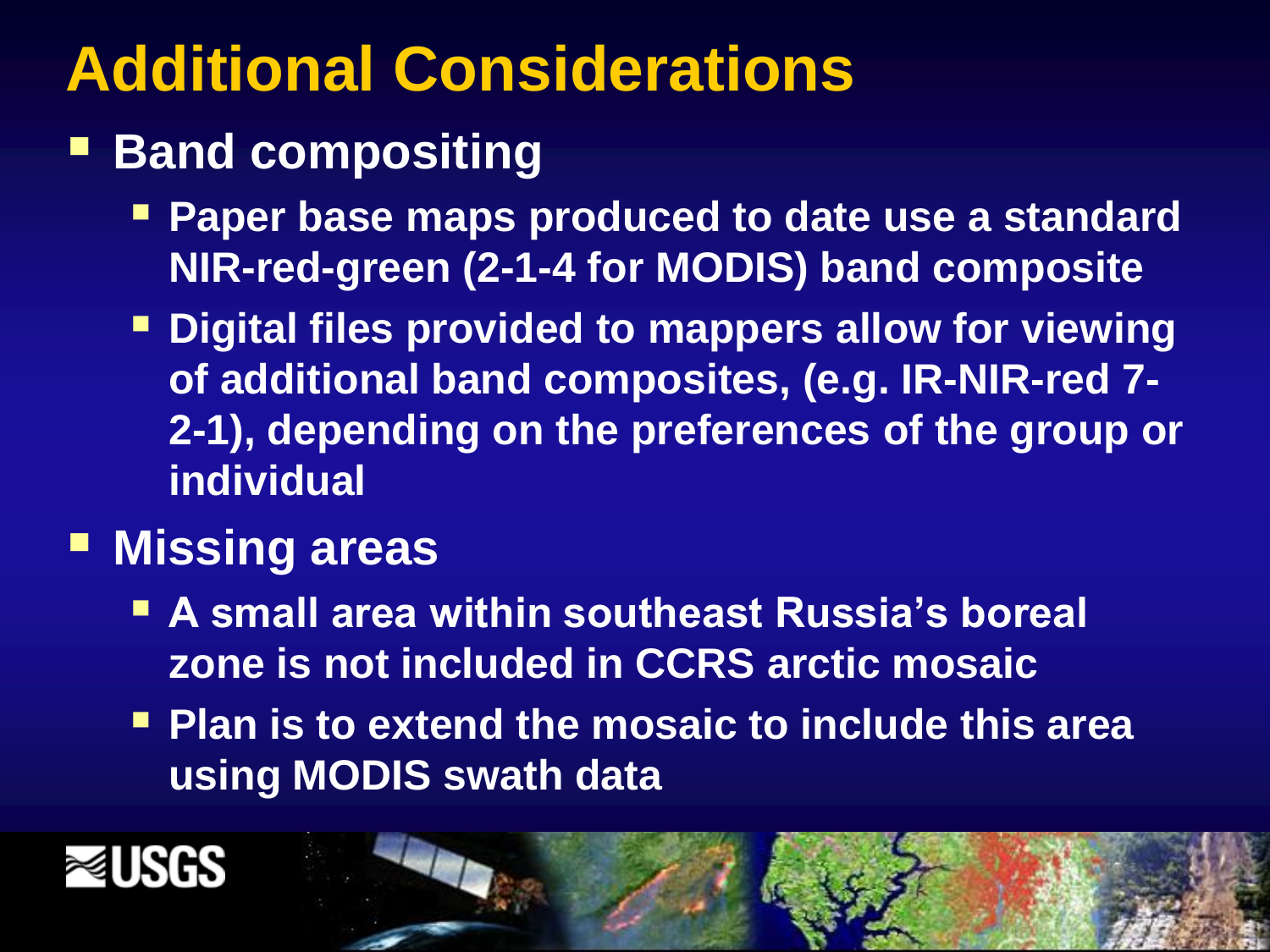# Additional Considerations

- **Band compositing**
  - **Paper base maps produced to date use a standard NIR-red-green (2-1-4 for MODIS) band composite**
  - **Digital files provided to mappers allow for viewing of additional band composites, (e.g. IR-NIR-red 7-2-1), depending on the preferences of the group or individual**
- **Missing areas**
  - **A small area within southeast Russia's boreal zone is not included in CCRS arctic mosaic**
  - **Plan is to extend the mosaic to include this area using MODIS swath data**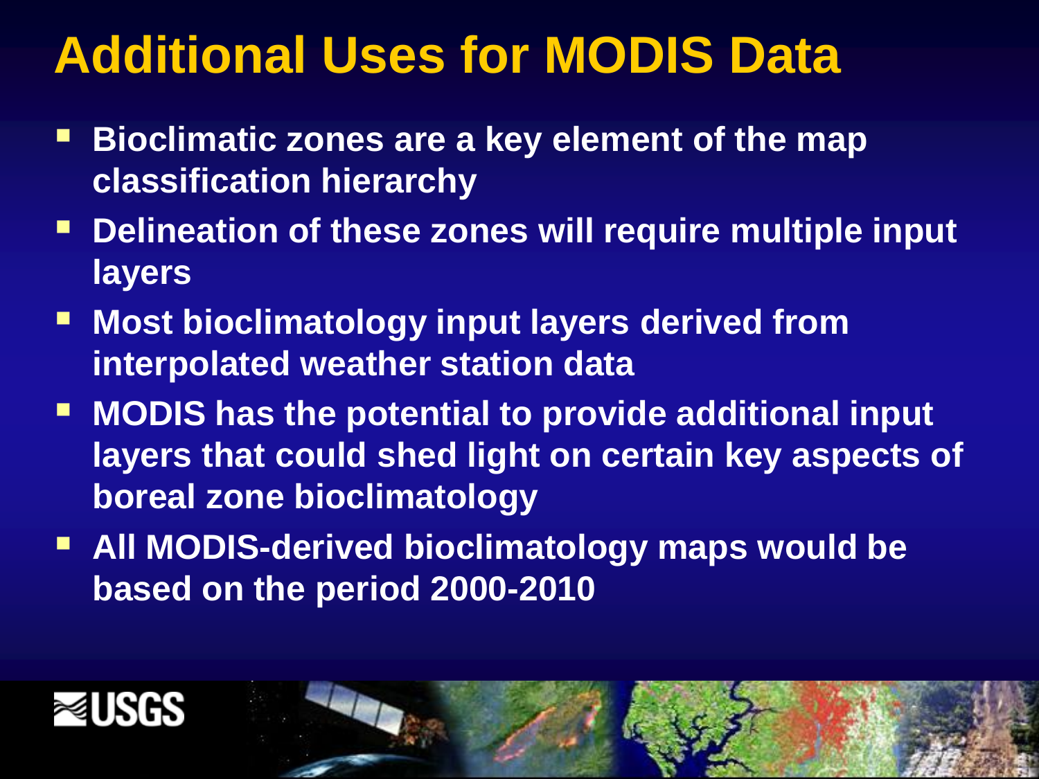# Additional Uses for MODIS Data

- Bioclimatic zones are a key element of the map classification hierarchy
- Delineation of these zones will require multiple input layers
- Most bioclimatology input layers derived from interpolated weather station data
- MODIS has the potential to provide additional input layers that could shed light on certain key aspects of boreal zone bioclimatology
- All MODIS-derived bioclimatology maps would be based on the period 2000-2010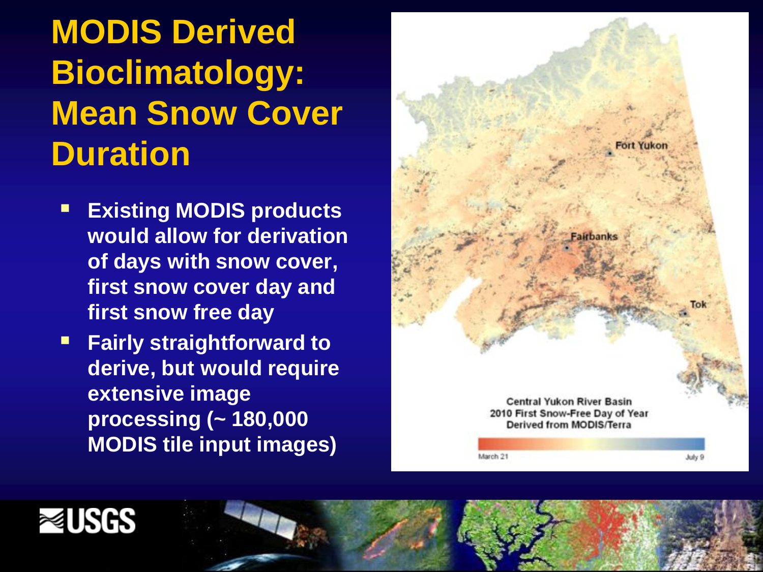# MODIS Derived Bioclimatology: Mean Snow Cover Duration

- Existing MODIS products would allow for derivation of days with snow cover, first snow cover day and first snow free day
- Fairly straightforward to derive, but would require extensive image processing (~ 180,000 MODIS tile input images)

Central Yukon River Basin
2010 First Snow-Free Day of Year
Derived from MODIS/Terra

March 21 — July 9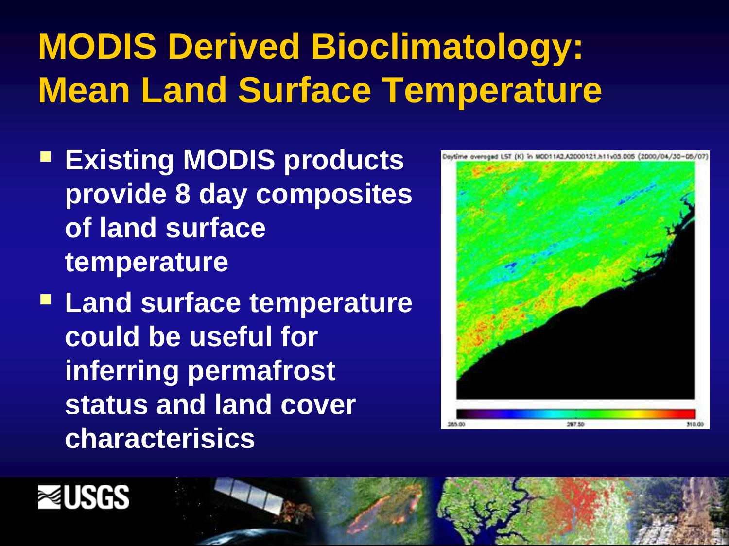# MODIS Derived Bioclimatology: Mean Land Surface Temperature

- Existing MODIS products provide 8 day composites of land surface temperature
- Land surface temperature could be useful for inferring permafrost status and land cover characterisics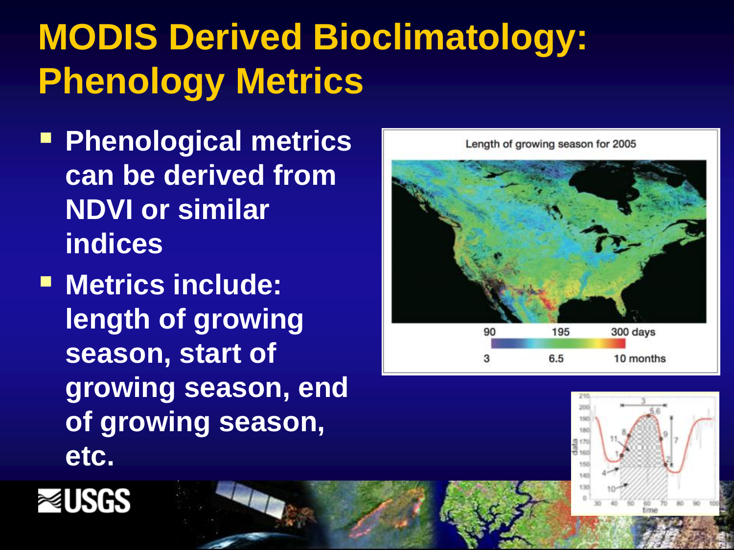# MODIS Derived Bioclimatology: Phenology Metrics

- **Phenological metrics can be derived from NDVI or similar indices**
- **Metrics include: length of growing season, start of growing season, end of growing season, etc.**

Length of growing season for 2005

90 195 300 days

3 6.5 10 months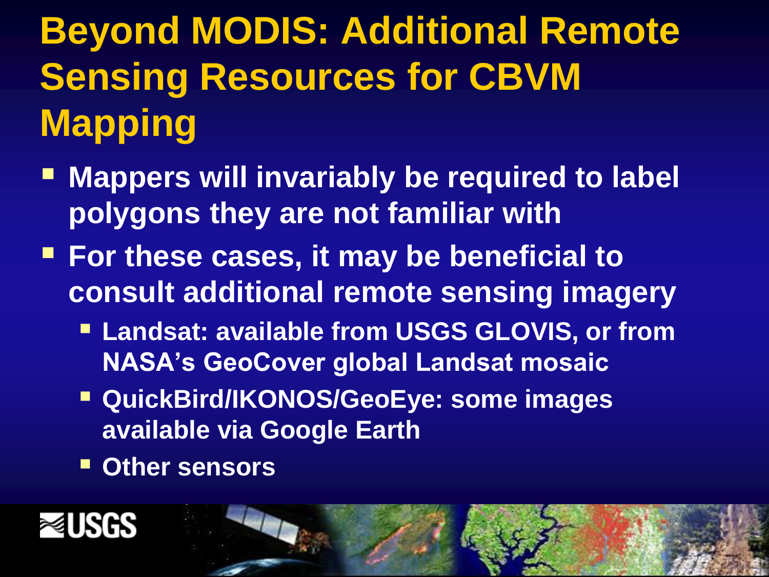# Beyond MODIS: Additional Remote Sensing Resources for CBVM Mapping

- **Mappers will invariably be required to label polygons they are not familiar with**
- **For these cases, it may be beneficial to consult additional remote sensing imagery**
  - **Landsat: available from USGS GLOVIS, or from NASA's GeoCover global Landsat mosaic**
  - **QuickBird/IKONOS/GeoEye: some images available via Google Earth**
  - **Other sensors**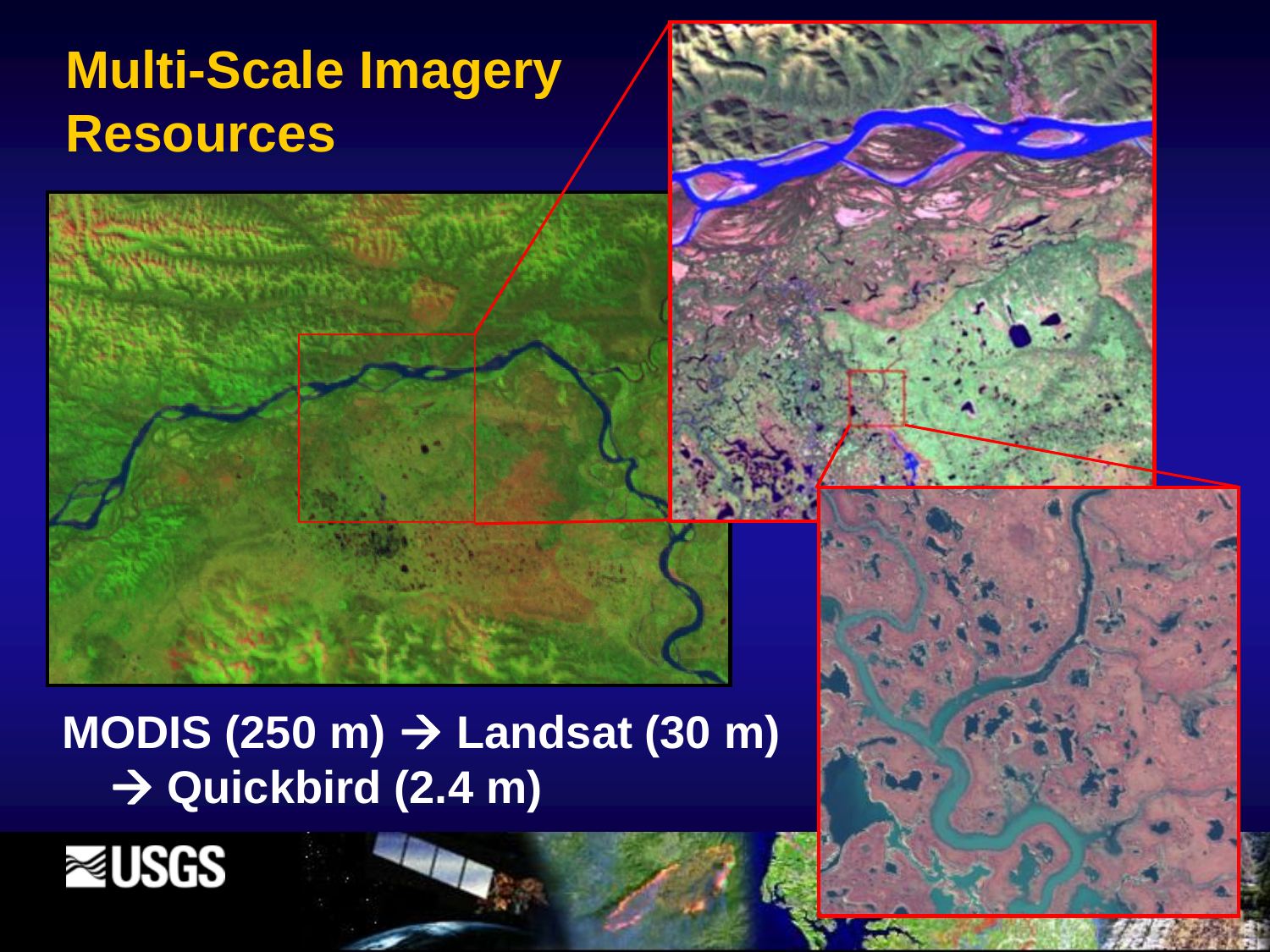# Multi-Scale Imagery Resources

MODIS (250 m) → Landsat (30 m) → Quickbird (2.4 m)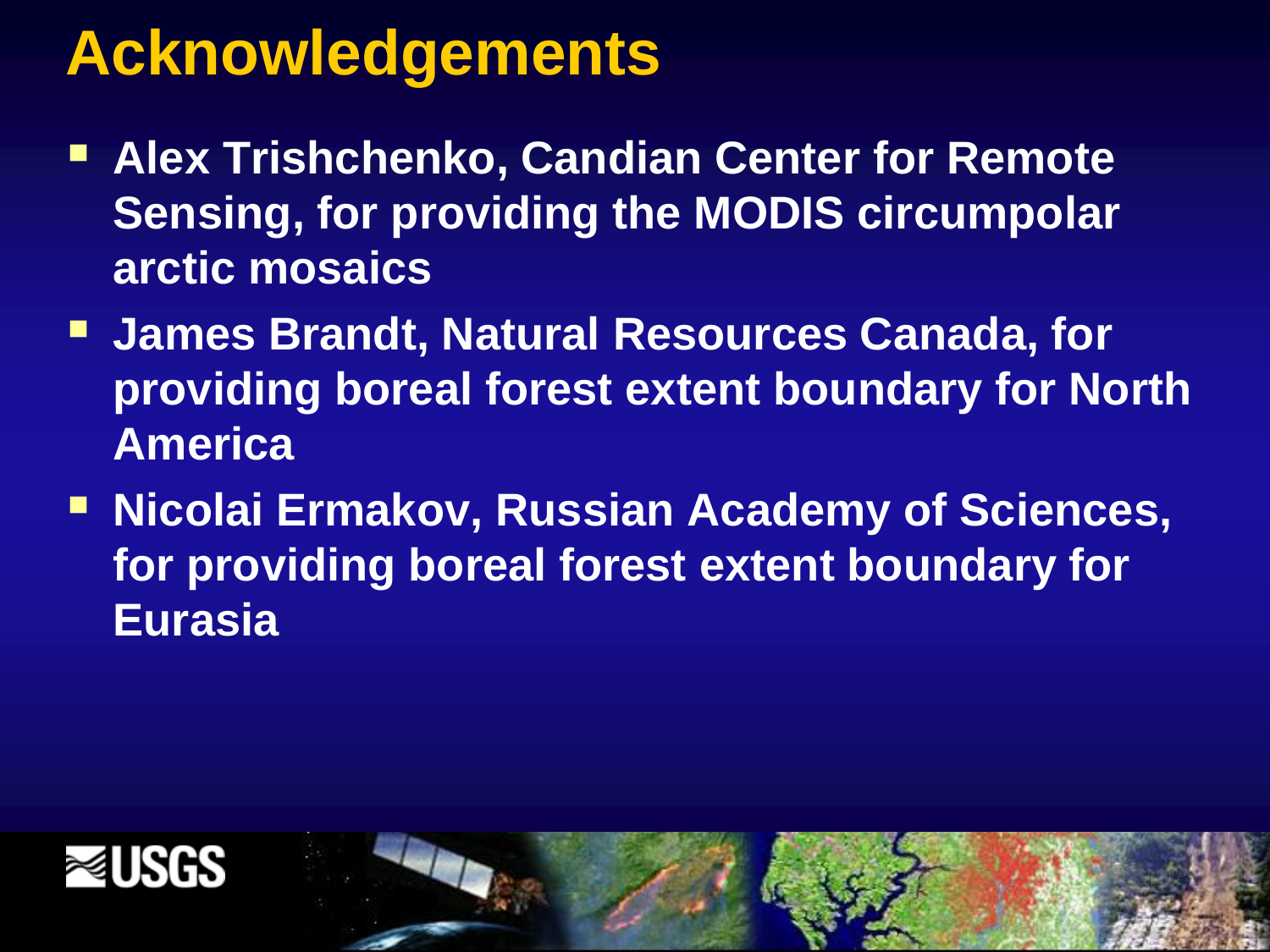# Acknowledgements

- **Alex Trishchenko, Candian Center for Remote Sensing, for providing the MODIS circumpolar arctic mosaics**
- **James Brandt, Natural Resources Canada, for providing boreal forest extent boundary for North America**
- **Nicolai Ermakov, Russian Academy of Sciences, for providing boreal forest extent boundary for Eurasia**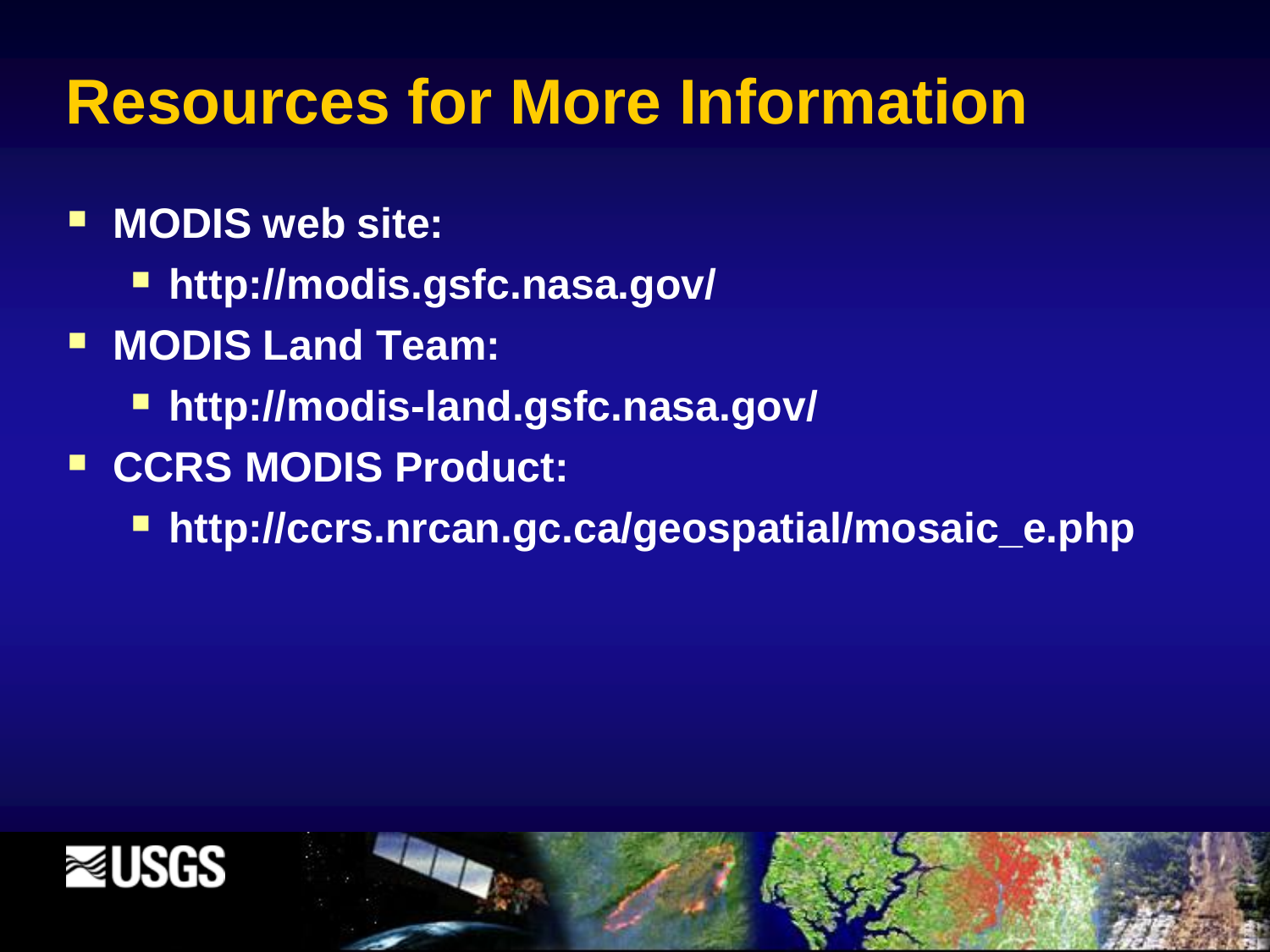# Resources for More Information

- **MODIS web site:**
  - **http://modis.gsfc.nasa.gov/**
- **MODIS Land Team:**
  - **http://modis-land.gsfc.nasa.gov/**
- **CCRS MODIS Product:**
  - **http://ccrs.nrcan.gc.ca/geospatial/mosaic_e.php**